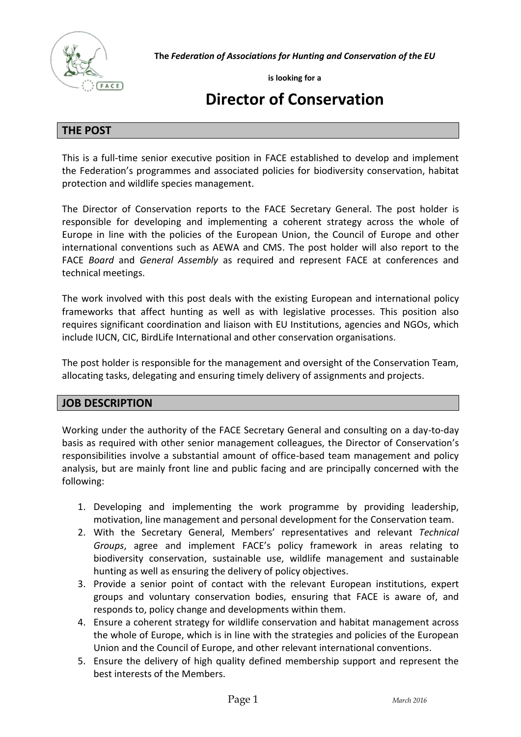**The** ***Federation of Associations for Hunting and Conservation of the EU***

**is looking for a**

# Director of Conservation

## THE POST

This is a full-time senior executive position in FACE established to develop and implement the Federation's programmes and associated policies for biodiversity conservation, habitat protection and wildlife species management.

The Director of Conservation reports to the FACE Secretary General. The post holder is responsible for developing and implementing a coherent strategy across the whole of Europe in line with the policies of the European Union, the Council of Europe and other international conventions such as AEWA and CMS. The post holder will also report to the FACE *Board* and *General Assembly* as required and represent FACE at conferences and technical meetings.

The work involved with this post deals with the existing European and international policy frameworks that affect hunting as well as with legislative processes. This position also requires significant coordination and liaison with EU Institutions, agencies and NGOs, which include IUCN, CIC, BirdLife International and other conservation organisations.

The post holder is responsible for the management and oversight of the Conservation Team, allocating tasks, delegating and ensuring timely delivery of assignments and projects.

## JOB DESCRIPTION

Working under the authority of the FACE Secretary General and consulting on a day-to-day basis as required with other senior management colleagues, the Director of Conservation's responsibilities involve a substantial amount of office-based team management and policy analysis, but are mainly front line and public facing and are principally concerned with the following:

1. Developing and implementing the work programme by providing leadership, motivation, line management and personal development for the Conservation team.
2. With the Secretary General, Members' representatives and relevant *Technical Groups*, agree and implement FACE's policy framework in areas relating to biodiversity conservation, sustainable use, wildlife management and sustainable hunting as well as ensuring the delivery of policy objectives.
3. Provide a senior point of contact with the relevant European institutions, expert groups and voluntary conservation bodies, ensuring that FACE is aware of, and responds to, policy change and developments within them.
4. Ensure a coherent strategy for wildlife conservation and habitat management across the whole of Europe, which is in line with the strategies and policies of the European Union and the Council of Europe, and other relevant international conventions.
5. Ensure the delivery of high quality defined membership support and represent the best interests of the Members.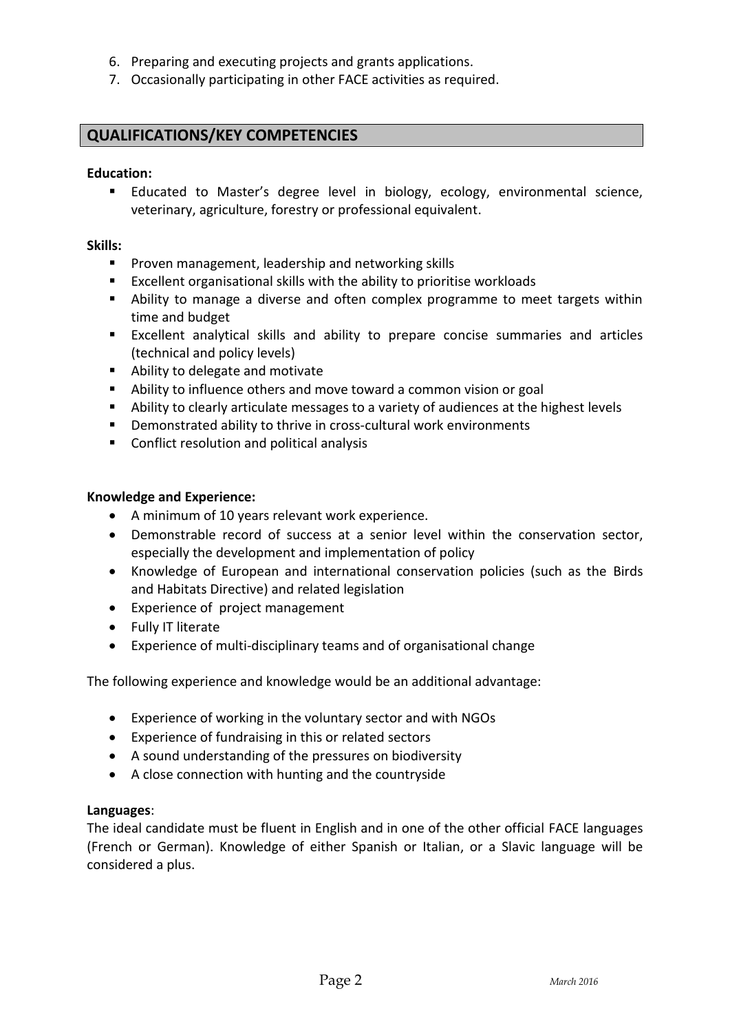6. Preparing and executing projects and grants applications.
7. Occasionally participating in other FACE activities as required.

## QUALIFICATIONS/KEY COMPETENCIES

**Education:**

- Educated to Master's degree level in biology, ecology, environmental science, veterinary, agriculture, forestry or professional equivalent.

**Skills:**

- Proven management, leadership and networking skills
- Excellent organisational skills with the ability to prioritise workloads
- Ability to manage a diverse and often complex programme to meet targets within time and budget
- Excellent analytical skills and ability to prepare concise summaries and articles (technical and policy levels)
- Ability to delegate and motivate
- Ability to influence others and move toward a common vision or goal
- Ability to clearly articulate messages to a variety of audiences at the highest levels
- Demonstrated ability to thrive in cross-cultural work environments
- Conflict resolution and political analysis

**Knowledge and Experience:**

- A minimum of 10 years relevant work experience.
- Demonstrable record of success at a senior level within the conservation sector, especially the development and implementation of policy
- Knowledge of European and international conservation policies (such as the Birds and Habitats Directive) and related legislation
- Experience of project management
- Fully IT literate
- Experience of multi-disciplinary teams and of organisational change

The following experience and knowledge would be an additional advantage:

- Experience of working in the voluntary sector and with NGOs
- Experience of fundraising in this or related sectors
- A sound understanding of the pressures on biodiversity
- A close connection with hunting and the countryside

**Languages**:

The ideal candidate must be fluent in English and in one of the other official FACE languages (French or German). Knowledge of either Spanish or Italian, or a Slavic language will be considered a plus.